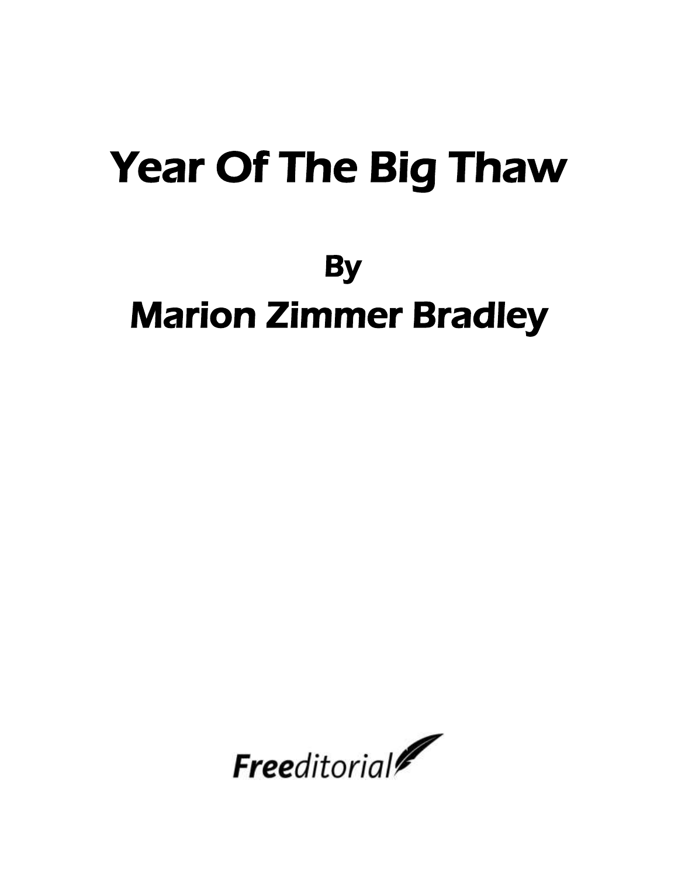# Year Of The Big Thaw

## By

## Marion Zimmer Bradley

*Free*editorial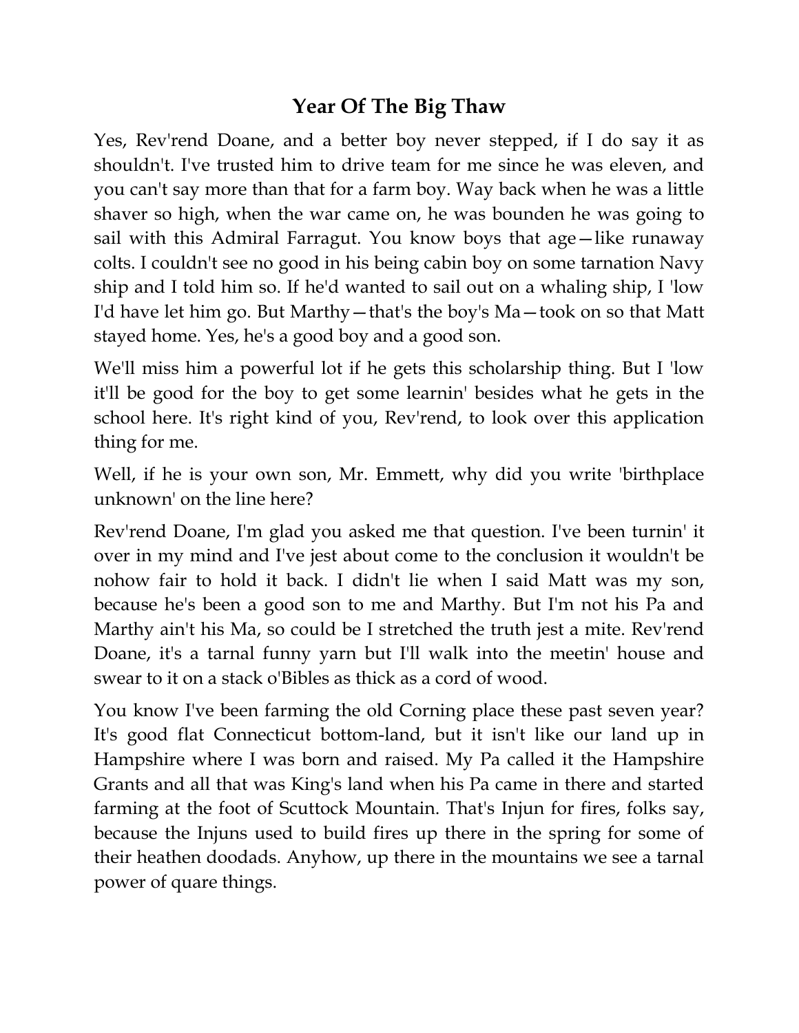# Year Of The Big Thaw

Yes, Rev'rend Doane, and a better boy never stepped, if I do say it as shouldn't. I've trusted him to drive team for me since he was eleven, and you can't say more than that for a farm boy. Way back when he was a little shaver so high, when the war came on, he was bounden he was going to sail with this Admiral Farragut. You know boys that age—like runaway colts. I couldn't see no good in his being cabin boy on some tarnation Navy ship and I told him so. If he'd wanted to sail out on a whaling ship, I 'low I'd have let him go. But Marthy—that's the boy's Ma—took on so that Matt stayed home. Yes, he's a good boy and a good son.

We'll miss him a powerful lot if he gets this scholarship thing. But I 'low it'll be good for the boy to get some learnin' besides what he gets in the school here. It's right kind of you, Rev'rend, to look over this application thing for me.

Well, if he is your own son, Mr. Emmett, why did you write 'birthplace unknown' on the line here?

Rev'rend Doane, I'm glad you asked me that question. I've been turnin' it over in my mind and I've jest about come to the conclusion it wouldn't be nohow fair to hold it back. I didn't lie when I said Matt was my son, because he's been a good son to me and Marthy. But I'm not his Pa and Marthy ain't his Ma, so could be I stretched the truth jest a mite. Rev'rend Doane, it's a tarnal funny yarn but I'll walk into the meetin' house and swear to it on a stack o'Bibles as thick as a cord of wood.

You know I've been farming the old Corning place these past seven year? It's good flat Connecticut bottom-land, but it isn't like our land up in Hampshire where I was born and raised. My Pa called it the Hampshire Grants and all that was King's land when his Pa came in there and started farming at the foot of Scuttock Mountain. That's Injun for fires, folks say, because the Injuns used to build fires up there in the spring for some of their heathen doodads. Anyhow, up there in the mountains we see a tarnal power of quare things.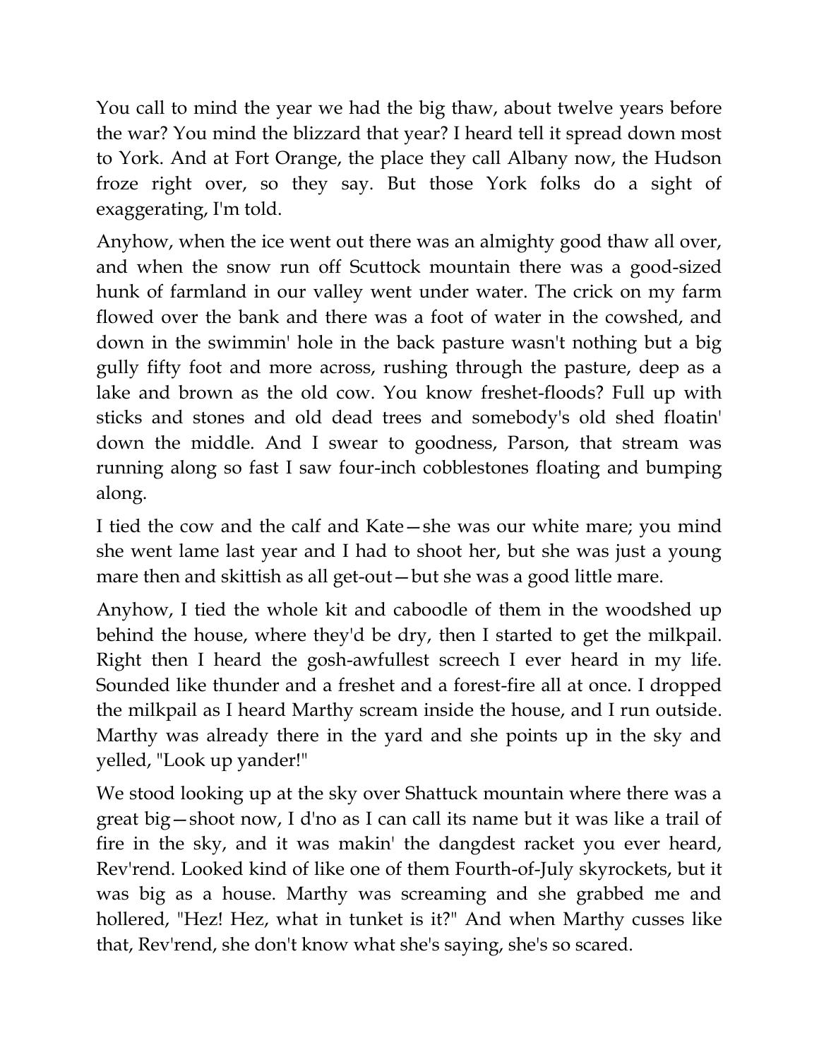You call to mind the year we had the big thaw, about twelve years before the war? You mind the blizzard that year? I heard tell it spread down most to York. And at Fort Orange, the place they call Albany now, the Hudson froze right over, so they say. But those York folks do a sight of exaggerating, I'm told.

Anyhow, when the ice went out there was an almighty good thaw all over, and when the snow run off Scuttock mountain there was a good-sized hunk of farmland in our valley went under water. The crick on my farm flowed over the bank and there was a foot of water in the cowshed, and down in the swimmin' hole in the back pasture wasn't nothing but a big gully fifty foot and more across, rushing through the pasture, deep as a lake and brown as the old cow. You know freshet-floods? Full up with sticks and stones and old dead trees and somebody's old shed floatin' down the middle. And I swear to goodness, Parson, that stream was running along so fast I saw four-inch cobblestones floating and bumping along.

I tied the cow and the calf and Kate—she was our white mare; you mind she went lame last year and I had to shoot her, but she was just a young mare then and skittish as all get-out—but she was a good little mare.

Anyhow, I tied the whole kit and caboodle of them in the woodshed up behind the house, where they'd be dry, then I started to get the milkpail. Right then I heard the gosh-awfullest screech I ever heard in my life. Sounded like thunder and a freshet and a forest-fire all at once. I dropped the milkpail as I heard Marthy scream inside the house, and I run outside. Marthy was already there in the yard and she points up in the sky and yelled, "Look up yander!"

We stood looking up at the sky over Shattuck mountain where there was a great big—shoot now, I d'no as I can call its name but it was like a trail of fire in the sky, and it was makin' the dangdest racket you ever heard, Rev'rend. Looked kind of like one of them Fourth-of-July skyrockets, but it was big as a house. Marthy was screaming and she grabbed me and hollered, "Hez! Hez, what in tunket is it?" And when Marthy cusses like that, Rev'rend, she don't know what she's saying, she's so scared.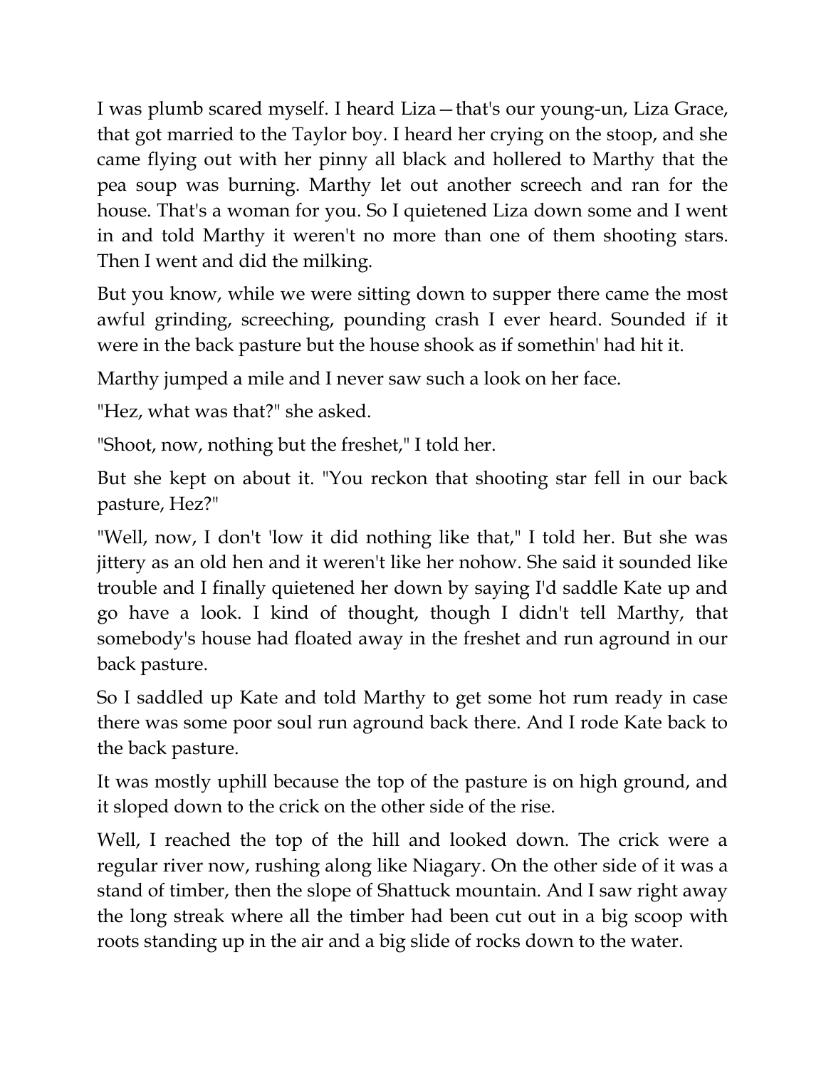I was plumb scared myself. I heard Liza—that's our young-un, Liza Grace, that got married to the Taylor boy. I heard her crying on the stoop, and she came flying out with her pinny all black and hollered to Marthy that the pea soup was burning. Marthy let out another screech and ran for the house. That's a woman for you. So I quietened Liza down some and I went in and told Marthy it weren't no more than one of them shooting stars. Then I went and did the milking.

But you know, while we were sitting down to supper there came the most awful grinding, screeching, pounding crash I ever heard. Sounded if it were in the back pasture but the house shook as if somethin' had hit it.

Marthy jumped a mile and I never saw such a look on her face.

"Hez, what was that?" she asked.

"Shoot, now, nothing but the freshet," I told her.

But she kept on about it. "You reckon that shooting star fell in our back pasture, Hez?"

"Well, now, I don't 'low it did nothing like that," I told her. But she was jittery as an old hen and it weren't like her nohow. She said it sounded like trouble and I finally quietened her down by saying I'd saddle Kate up and go have a look. I kind of thought, though I didn't tell Marthy, that somebody's house had floated away in the freshet and run aground in our back pasture.

So I saddled up Kate and told Marthy to get some hot rum ready in case there was some poor soul run aground back there. And I rode Kate back to the back pasture.

It was mostly uphill because the top of the pasture is on high ground, and it sloped down to the crick on the other side of the rise.

Well, I reached the top of the hill and looked down. The crick were a regular river now, rushing along like Niagary. On the other side of it was a stand of timber, then the slope of Shattuck mountain. And I saw right away the long streak where all the timber had been cut out in a big scoop with roots standing up in the air and a big slide of rocks down to the water.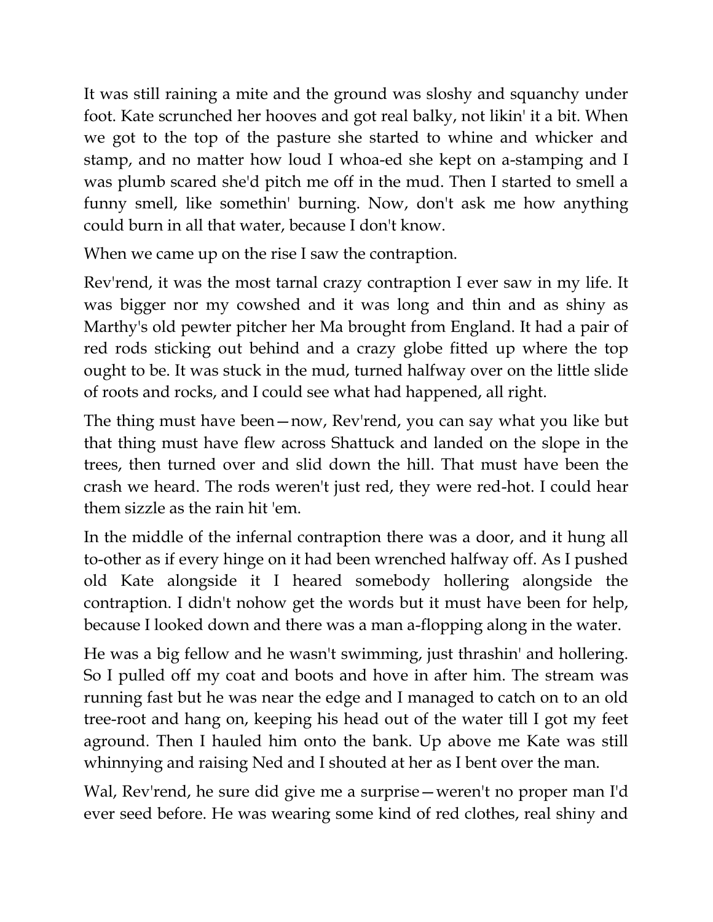It was still raining a mite and the ground was sloshy and squanchy under foot. Kate scrunched her hooves and got real balky, not likin' it a bit. When we got to the top of the pasture she started to whine and whicker and stamp, and no matter how loud I whoa-ed she kept on a-stamping and I was plumb scared she'd pitch me off in the mud. Then I started to smell a funny smell, like somethin' burning. Now, don't ask me how anything could burn in all that water, because I don't know.

When we came up on the rise I saw the contraption.

Rev'rend, it was the most tarnal crazy contraption I ever saw in my life. It was bigger nor my cowshed and it was long and thin and as shiny as Marthy's old pewter pitcher her Ma brought from England. It had a pair of red rods sticking out behind and a crazy globe fitted up where the top ought to be. It was stuck in the mud, turned halfway over on the little slide of roots and rocks, and I could see what had happened, all right.

The thing must have been—now, Rev'rend, you can say what you like but that thing must have flew across Shattuck and landed on the slope in the trees, then turned over and slid down the hill. That must have been the crash we heard. The rods weren't just red, they were red-hot. I could hear them sizzle as the rain hit 'em.

In the middle of the infernal contraption there was a door, and it hung all to-other as if every hinge on it had been wrenched halfway off. As I pushed old Kate alongside it I heared somebody hollering alongside the contraption. I didn't nohow get the words but it must have been for help, because I looked down and there was a man a-flopping along in the water.

He was a big fellow and he wasn't swimming, just thrashin' and hollering. So I pulled off my coat and boots and hove in after him. The stream was running fast but he was near the edge and I managed to catch on to an old tree-root and hang on, keeping his head out of the water till I got my feet aground. Then I hauled him onto the bank. Up above me Kate was still whinnying and raising Ned and I shouted at her as I bent over the man.

Wal, Rev'rend, he sure did give me a surprise—weren't no proper man I'd ever seed before. He was wearing some kind of red clothes, real shiny and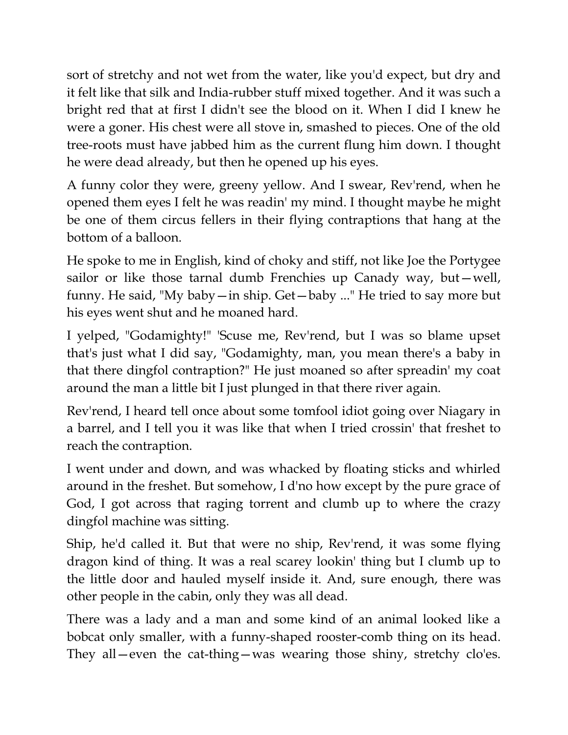sort of stretchy and not wet from the water, like you'd expect, but dry and it felt like that silk and India-rubber stuff mixed together. And it was such a bright red that at first I didn't see the blood on it. When I did I knew he were a goner. His chest were all stove in, smashed to pieces. One of the old tree-roots must have jabbed him as the current flung him down. I thought he were dead already, but then he opened up his eyes.

A funny color they were, greeny yellow. And I swear, Rev'rend, when he opened them eyes I felt he was readin' my mind. I thought maybe he might be one of them circus fellers in their flying contraptions that hang at the bottom of a balloon.

He spoke to me in English, kind of choky and stiff, not like Joe the Portygee sailor or like those tarnal dumb Frenchies up Canady way, but—well, funny. He said, "My baby—in ship. Get—baby ..." He tried to say more but his eyes went shut and he moaned hard.

I yelped, "Godamighty!" 'Scuse me, Rev'rend, but I was so blame upset that's just what I did say, "Godamighty, man, you mean there's a baby in that there dingfol contraption?" He just moaned so after spreadin' my coat around the man a little bit I just plunged in that there river again.

Rev'rend, I heard tell once about some tomfool idiot going over Niagary in a barrel, and I tell you it was like that when I tried crossin' that freshet to reach the contraption.

I went under and down, and was whacked by floating sticks and whirled around in the freshet. But somehow, I d'no how except by the pure grace of God, I got across that raging torrent and clumb up to where the crazy dingfol machine was sitting.

Ship, he'd called it. But that were no ship, Rev'rend, it was some flying dragon kind of thing. It was a real scarey lookin' thing but I clumb up to the little door and hauled myself inside it. And, sure enough, there was other people in the cabin, only they was all dead.

There was a lady and a man and some kind of an animal looked like a bobcat only smaller, with a funny-shaped rooster-comb thing on its head. They all—even the cat-thing—was wearing those shiny, stretchy clo'es.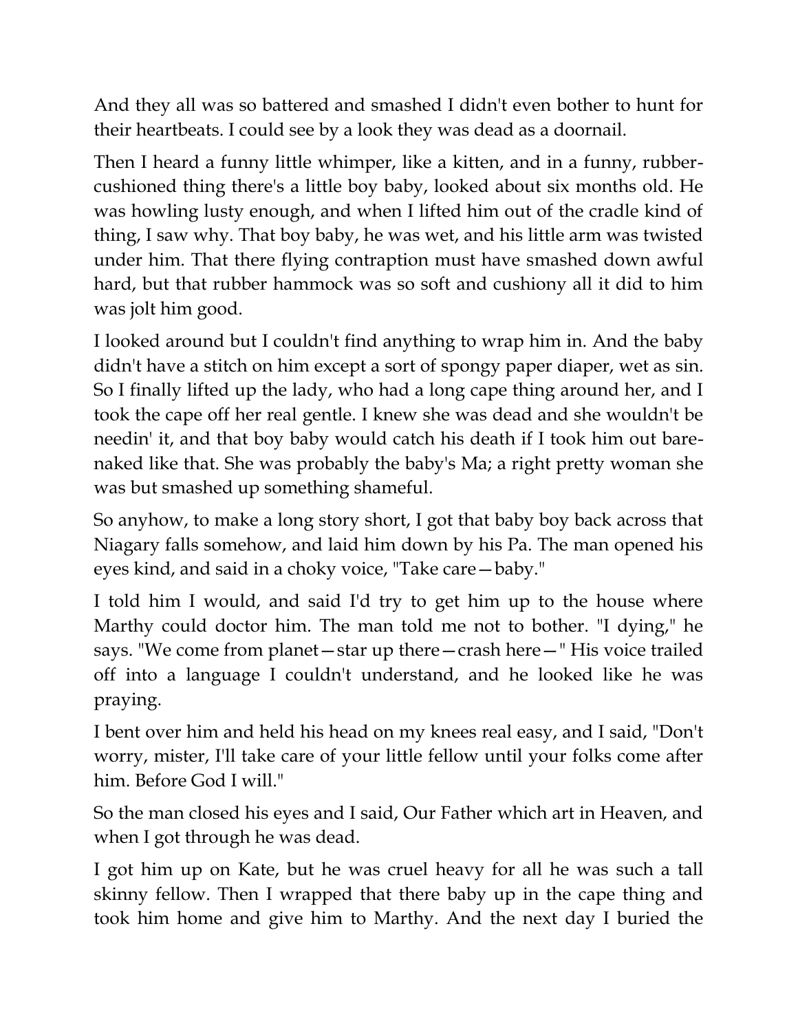And they all was so battered and smashed I didn't even bother to hunt for their heartbeats. I could see by a look they was dead as a doornail.

Then I heard a funny little whimper, like a kitten, and in a funny, rubber-cushioned thing there's a little boy baby, looked about six months old. He was howling lusty enough, and when I lifted him out of the cradle kind of thing, I saw why. That boy baby, he was wet, and his little arm was twisted under him. That there flying contraption must have smashed down awful hard, but that rubber hammock was so soft and cushiony all it did to him was jolt him good.

I looked around but I couldn't find anything to wrap him in. And the baby didn't have a stitch on him except a sort of spongy paper diaper, wet as sin. So I finally lifted up the lady, who had a long cape thing around her, and I took the cape off her real gentle. I knew she was dead and she wouldn't be needin' it, and that boy baby would catch his death if I took him out bare-naked like that. She was probably the baby's Ma; a right pretty woman she was but smashed up something shameful.

So anyhow, to make a long story short, I got that baby boy back across that Niagary falls somehow, and laid him down by his Pa. The man opened his eyes kind, and said in a choky voice, "Take care—baby."

I told him I would, and said I'd try to get him up to the house where Marthy could doctor him. The man told me not to bother. "I dying," he says. "We come from planet—star up there—crash here—" His voice trailed off into a language I couldn't understand, and he looked like he was praying.

I bent over him and held his head on my knees real easy, and I said, "Don't worry, mister, I'll take care of your little fellow until your folks come after him. Before God I will."

So the man closed his eyes and I said, Our Father which art in Heaven, and when I got through he was dead.

I got him up on Kate, but he was cruel heavy for all he was such a tall skinny fellow. Then I wrapped that there baby up in the cape thing and took him home and give him to Marthy. And the next day I buried the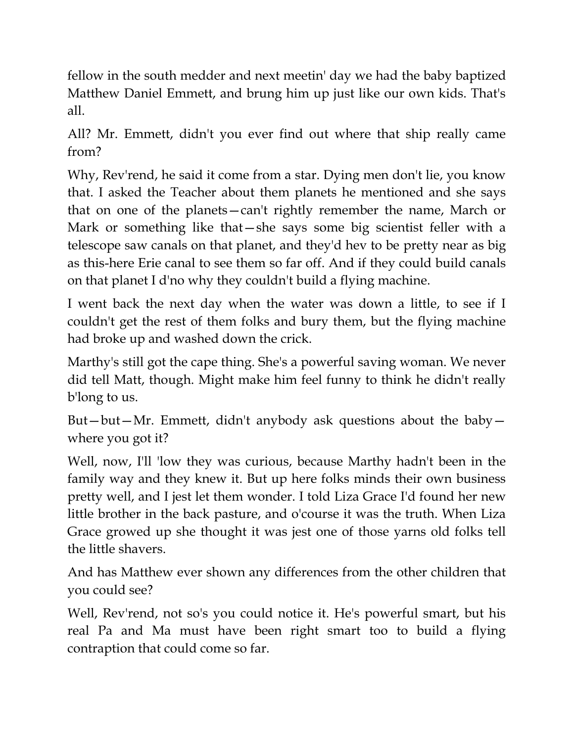fellow in the south medder and next meetin' day we had the baby baptized Matthew Daniel Emmett, and brung him up just like our own kids. That's all.

All? Mr. Emmett, didn't you ever find out where that ship really came from?

Why, Rev'rend, he said it come from a star. Dying men don't lie, you know that. I asked the Teacher about them planets he mentioned and she says that on one of the planets—can't rightly remember the name, March or Mark or something like that—she says some big scientist feller with a telescope saw canals on that planet, and they'd hev to be pretty near as big as this-here Erie canal to see them so far off. And if they could build canals on that planet I d'no why they couldn't build a flying machine.

I went back the next day when the water was down a little, to see if I couldn't get the rest of them folks and bury them, but the flying machine had broke up and washed down the crick.

Marthy's still got the cape thing. She's a powerful saving woman. We never did tell Matt, though. Might make him feel funny to think he didn't really b'long to us.

But—but—Mr. Emmett, didn't anybody ask questions about the baby—where you got it?

Well, now, I'll 'low they was curious, because Marthy hadn't been in the family way and they knew it. But up here folks minds their own business pretty well, and I jest let them wonder. I told Liza Grace I'd found her new little brother in the back pasture, and o'course it was the truth. When Liza Grace growed up she thought it was jest one of those yarns old folks tell the little shavers.

And has Matthew ever shown any differences from the other children that you could see?

Well, Rev'rend, not so's you could notice it. He's powerful smart, but his real Pa and Ma must have been right smart too to build a flying contraption that could come so far.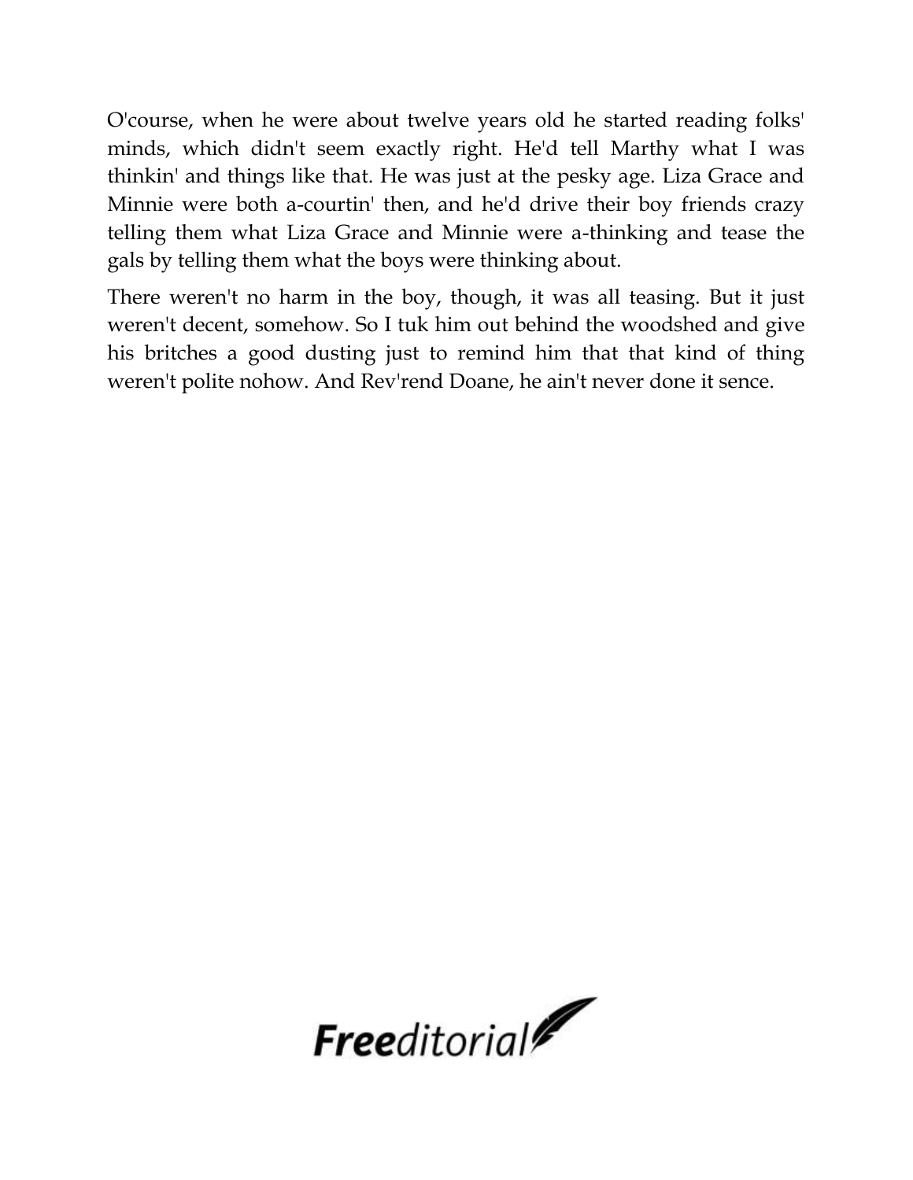O'course, when he were about twelve years old he started reading folks' minds, which didn't seem exactly right. He'd tell Marthy what I was thinkin' and things like that. He was just at the pesky age. Liza Grace and Minnie were both a-courtin' then, and he'd drive their boy friends crazy telling them what Liza Grace and Minnie were a-thinking and tease the gals by telling them what the boys were thinking about.

There weren't no harm in the boy, though, it was all teasing. But it just weren't decent, somehow. So I tuk him out behind the woodshed and give his britches a good dusting just to remind him that that kind of thing weren't polite nohow. And Rev'rend Doane, he ain't never done it sence.